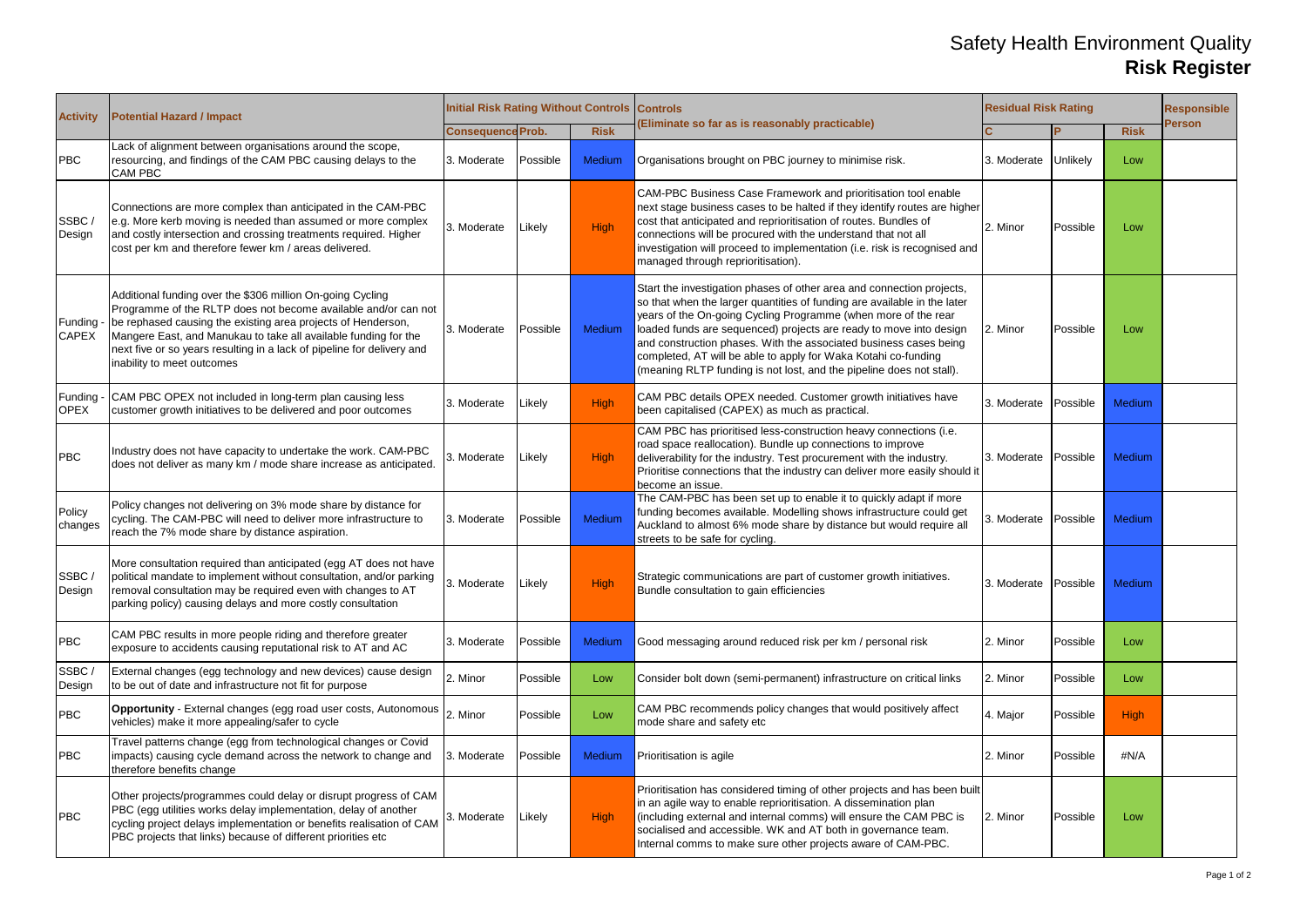# Safety Health Environment Quality
# **Risk Register**

| Activity | Potential Hazard / Impact | Initial Risk Rating Without Controls | | | Controls (Eliminate so far as is reasonably practicable) | Residual Risk Rating | | | Responsible Person |
|---|---|---|---|---|---|---|---|---|---|
| | | Consequence | Prob. | Risk | | C | P | Risk | |
| PBC | Lack of alignment between organisations around the scope, resourcing, and findings of the CAM PBC causing delays to the CAM PBC | 3. Moderate | Possible | Medium | Organisations brought on PBC journey to minimise risk. | 3. Moderate | Unlikely | Low | |
| SSBC / Design | Connections are more complex than anticipated in the CAM-PBC e.g. More kerb moving is needed than assumed or more complex and costly intersection and crossing treatments required. Higher cost per km and therefore fewer km / areas delivered. | 3. Moderate | Likely | High | CAM-PBC Business Case Framework and prioritisation tool enable next stage business cases to be halted if they identify routes are higher cost that anticipated and reprioritisation of routes. Bundles of connections will be procured with the understand that not all investigation will proceed to implementation (i.e. risk is recognised and managed through reprioritisation). | 2. Minor | Possible | Low | |
| Funding - CAPEX | Additional funding over the $306 million On-going Cycling Programme of the RLTP does not become available and/or can not be rephased causing the existing area projects of Henderson, Mangere East, and Manukau to take all available funding for the next five or so years resulting in a lack of pipeline for delivery and inability to meet outcomes | 3. Moderate | Possible | Medium | Start the investigation phases of other area and connection projects, so that when the larger quantities of funding are available in the later years of the On-going Cycling Programme (when more of the rear loaded funds are sequenced) projects are ready to move into design and construction phases. With the associated business cases being completed, AT will be able to apply for Waka Kotahi co-funding (meaning RLTP funding is not lost, and the pipeline does not stall). | 2. Minor | Possible | Low | |
| Funding - OPEX | CAM PBC OPEX not included in long-term plan causing less customer growth initiatives to be delivered and poor outcomes | 3. Moderate | Likely | High | CAM PBC details OPEX needed. Customer growth initiatives have been capitalised (CAPEX) as much as practical. | 3. Moderate | Possible | Medium | |
| PBC | Industry does not have capacity to undertake the work. CAM-PBC does not deliver as many km / mode share increase as anticipated. | 3. Moderate | Likely | High | CAM PBC has prioritised less-construction heavy connections (i.e. road space reallocation). Bundle up connections to improve deliverability for the industry. Test procurement with the industry. Prioritise connections that the industry can deliver more easily should it become an issue. | 3. Moderate | Possible | Medium | |
| Policy changes | Policy changes not delivering on 3% mode share by distance for cycling. The CAM-PBC will need to deliver more infrastructure to reach the 7% mode share by distance aspiration. | 3. Moderate | Possible | Medium | The CAM-PBC has been set up to enable it to quickly adapt if more funding becomes available. Modelling shows infrastructure could get Auckland to almost 6% mode share by distance but would require all streets to be safe for cycling. | 3. Moderate | Possible | Medium | |
| SSBC / Design | More consultation required than anticipated (egg AT does not have political mandate to implement without consultation, and/or parking removal consultation may be required even with changes to AT parking policy) causing delays and more costly consultation | 3. Moderate | Likely | High | Strategic communications are part of customer growth initiatives. Bundle consultation to gain efficiencies | 3. Moderate | Possible | Medium | |
| PBC | CAM PBC results in more people riding and therefore greater exposure to accidents causing reputational risk to AT and AC | 3. Moderate | Possible | Medium | Good messaging around reduced risk per km / personal risk | 2. Minor | Possible | Low | |
| SSBC / Design | External changes (egg technology and new devices) cause design to be out of date and infrastructure not fit for purpose | 2. Minor | Possible | Low | Consider bolt down (semi-permanent) infrastructure on critical links | 2. Minor | Possible | Low | |
| PBC | **Opportunity** - External changes (egg road user costs, Autonomous vehicles) make it more appealing/safer to cycle | 2. Minor | Possible | Low | CAM PBC recommends policy changes that would positively affect mode share and safety etc | 4. Major | Possible | High | |
| PBC | Travel patterns change (egg from technological changes or Covid impacts) causing cycle demand across the network to change and therefore benefits change | 3. Moderate | Possible | Medium | Prioritisation is agile | 2. Minor | Possible | #N/A | |
| PBC | Other projects/programmes could delay or disrupt progress of CAM PBC (egg utilities works delay implementation, delay of another cycling project delays implementation or benefits realisation of CAM PBC projects that links) because of different priorities etc | 3. Moderate | Likely | High | Prioritisation has considered timing of other projects and has been built in an agile way to enable reprioritisation. A dissemination plan (including external and internal comms) will ensure the CAM PBC is socialised and accessible. WK and AT both in governance team. Internal comms to make sure other projects aware of CAM-PBC. | 2. Minor | Possible | Low | |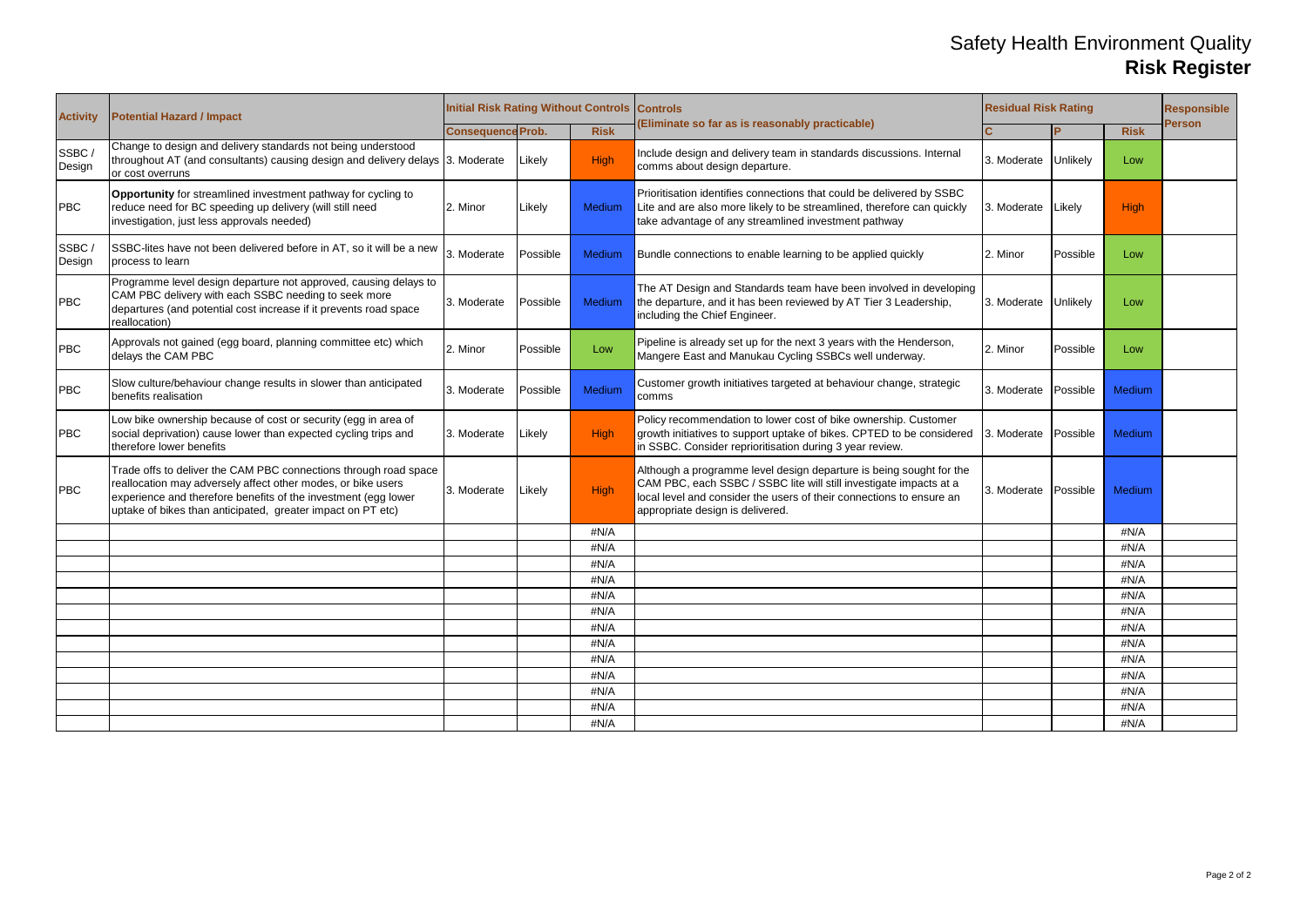# Safety Health Environment Quality
## Risk Register

| Activity | Potential Hazard / Impact | Initial Risk Rating Without Controls | | | Controls (Eliminate so far as is reasonably practicable) | Residual Risk Rating | | | Responsible Person |
|---|---|---|---|---|---|---|---|---|---|
| | | Consequence | Prob. | Risk | | C | P | Risk | |
| SSBC / Design | Change to design and delivery standards not being understood throughout AT (and consultants) causing design and delivery delays or cost overruns | 3. Moderate | Likely | High | Include design and delivery team in standards discussions. Internal comms about design departure. | 3. Moderate | Unlikely | Low | |
| PBC | **Opportunity** for streamlined investment pathway for cycling to reduce need for BC speeding up delivery (will still need investigation, just less approvals needed) | 2. Minor | Likely | Medium | Prioritisation identifies connections that could be delivered by SSBC Lite and are also more likely to be streamlined, therefore can quickly take advantage of any streamlined investment pathway | 3. Moderate | Likely | High | |
| SSBC / Design | SSBC-lites have not been delivered before in AT, so it will be a new process to learn | 3. Moderate | Possible | Medium | Bundle connections to enable learning to be applied quickly | 2. Minor | Possible | Low | |
| PBC | Programme level design departure not approved, causing delays to CAM PBC delivery with each SSBC needing to seek more departures (and potential cost increase if it prevents road space reallocation) | 3. Moderate | Possible | Medium | The AT Design and Standards team have been involved in developing the departure, and it has been reviewed by AT Tier 3 Leadership, including the Chief Engineer. | 3. Moderate | Unlikely | Low | |
| PBC | Approvals not gained (egg board, planning committee etc) which delays the CAM PBC | 2. Minor | Possible | Low | Pipeline is already set up for the next 3 years with the Henderson, Mangere East and Manukau Cycling SSBCs well underway. | 2. Minor | Possible | Low | |
| PBC | Slow culture/behaviour change results in slower than anticipated benefits realisation | 3. Moderate | Possible | Medium | Customer growth initiatives targeted at behaviour change, strategic comms | 3. Moderate | Possible | Medium | |
| PBC | Low bike ownership because of cost or security (egg in area of social deprivation) cause lower than expected cycling trips and therefore lower benefits | 3. Moderate | Likely | High | Policy recommendation to lower cost of bike ownership. Customer growth initiatives to support uptake of bikes. CPTED to be considered in SSBC. Consider reprioritisation during 3 year review. | 3. Moderate | Possible | Medium | |
| PBC | Trade offs to deliver the CAM PBC connections through road space reallocation may adversely affect other modes, or bike users experience and therefore benefits of the investment (egg lower uptake of bikes than anticipated, greater impact on PT etc) | 3. Moderate | Likely | High | Although a programme level design departure is being sought for the CAM PBC, each SSBC / SSBC lite will still investigate impacts at a local level and consider the users of their connections to ensure an appropriate design is delivered. | 3. Moderate | Possible | Medium | |
| | | | | #N/A | | | | #N/A | |
| | | | | #N/A | | | | #N/A | |
| | | | | #N/A | | | | #N/A | |
| | | | | #N/A | | | | #N/A | |
| | | | | #N/A | | | | #N/A | |
| | | | | #N/A | | | | #N/A | |
| | | | | #N/A | | | | #N/A | |
| | | | | #N/A | | | | #N/A | |
| | | | | #N/A | | | | #N/A | |
| | | | | #N/A | | | | #N/A | |
| | | | | #N/A | | | | #N/A | |
| | | | | #N/A | | | | #N/A | |
| | | | | #N/A | | | | #N/A | |